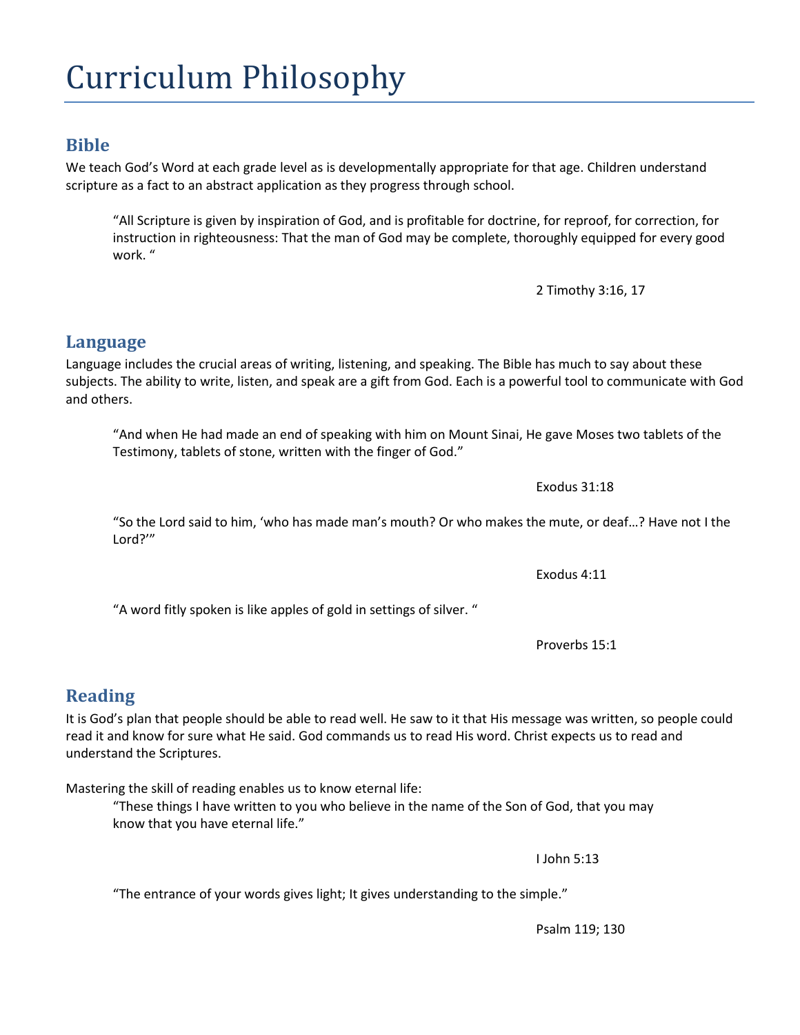# Curriculum Philosophy

## Bible

We teach God's Word at each grade level as is developmentally appropriate for that age. Children understand scripture as a fact to an abstract application as they progress through school.

> "All Scripture is given by inspiration of God, and is profitable for doctrine, for reproof, for correction, for instruction in righteousness: That the man of God may be complete, thoroughly equipped for every good work. "
>
> 2 Timothy 3:16, 17

## Language

Language includes the crucial areas of writing, listening, and speaking. The Bible has much to say about these subjects. The ability to write, listen, and speak are a gift from God. Each is a powerful tool to communicate with God and others.

> "And when He had made an end of speaking with him on Mount Sinai, He gave Moses two tablets of the Testimony, tablets of stone, written with the finger of God."
>
> Exodus 31:18

> "So the Lord said to him, 'who has made man's mouth? Or who makes the mute, or deaf…? Have not I the Lord?'"
>
> Exodus 4:11

> "A word fitly spoken is like apples of gold in settings of silver. "
>
> Proverbs 15:1

## Reading

It is God's plan that people should be able to read well. He saw to it that His message was written, so people could read it and know for sure what He said. God commands us to read His word. Christ expects us to read and understand the Scriptures.

Mastering the skill of reading enables us to know eternal life:

> "These things I have written to you who believe in the name of the Son of God, that you may know that you have eternal life."
>
> I John 5:13

> "The entrance of your words gives light; It gives understanding to the simple."
>
> Psalm 119; 130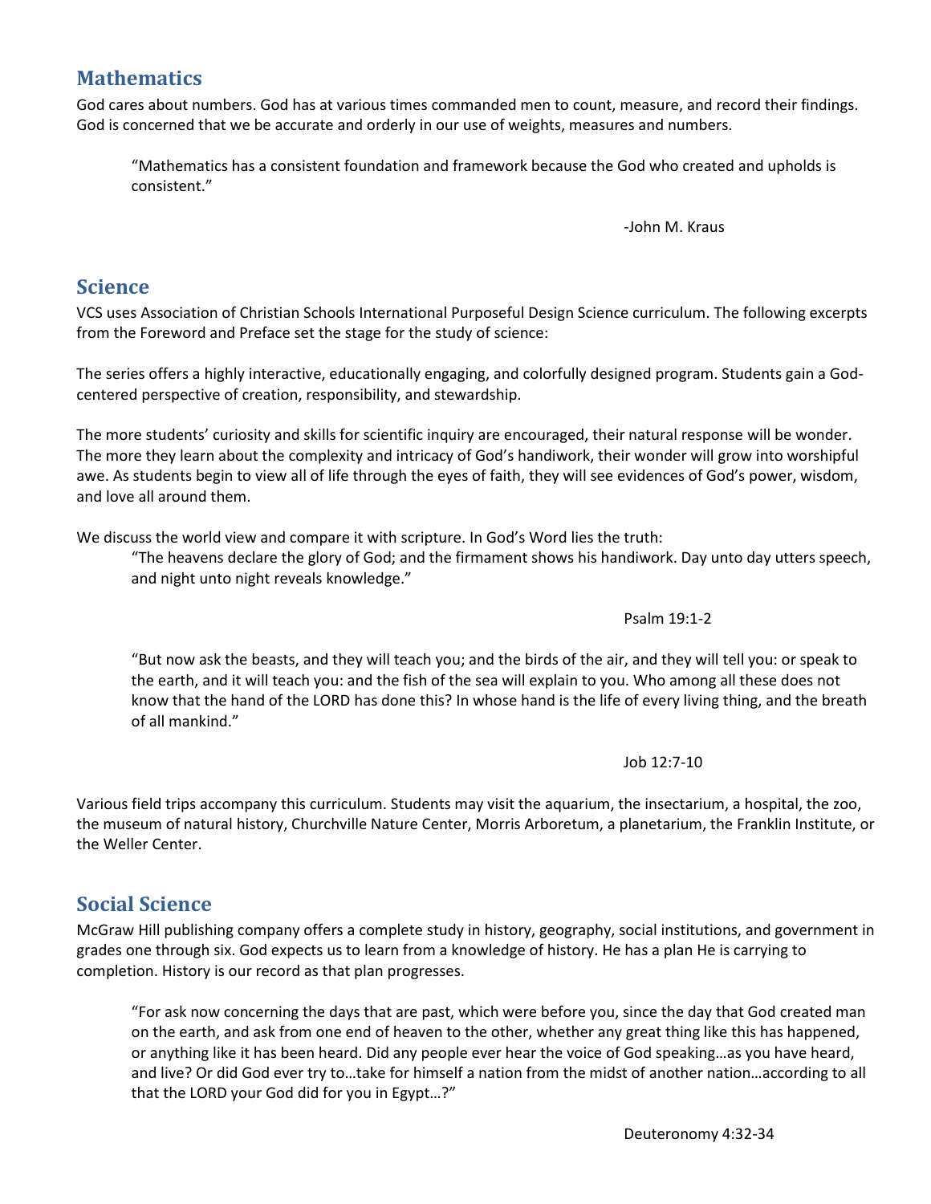## Mathematics

God cares about numbers. God has at various times commanded men to count, measure, and record their findings. God is concerned that we be accurate and orderly in our use of weights, measures and numbers.

> "Mathematics has a consistent foundation and framework because the God who created and upholds is consistent."
>
> -John M. Kraus

## Science

VCS uses Association of Christian Schools International Purposeful Design Science curriculum. The following excerpts from the Foreword and Preface set the stage for the study of science:

The series offers a highly interactive, educationally engaging, and colorfully designed program. Students gain a God-centered perspective of creation, responsibility, and stewardship.

The more students' curiosity and skills for scientific inquiry are encouraged, their natural response will be wonder. The more they learn about the complexity and intricacy of God's handiwork, their wonder will grow into worshipful awe. As students begin to view all of life through the eyes of faith, they will see evidences of God's power, wisdom, and love all around them.

We discuss the world view and compare it with scripture. In God's Word lies the truth:

> "The heavens declare the glory of God; and the firmament shows his handiwork. Day unto day utters speech, and night unto night reveals knowledge."
>
> Psalm 19:1-2

> "But now ask the beasts, and they will teach you; and the birds of the air, and they will tell you: or speak to the earth, and it will teach you: and the fish of the sea will explain to you. Who among all these does not know that the hand of the LORD has done this? In whose hand is the life of every living thing, and the breath of all mankind."
>
> Job 12:7-10

Various field trips accompany this curriculum. Students may visit the aquarium, the insectarium, a hospital, the zoo, the museum of natural history, Churchville Nature Center, Morris Arboretum, a planetarium, the Franklin Institute, or the Weller Center.

## Social Science

McGraw Hill publishing company offers a complete study in history, geography, social institutions, and government in grades one through six. God expects us to learn from a knowledge of history. He has a plan He is carrying to completion. History is our record as that plan progresses.

> "For ask now concerning the days that are past, which were before you, since the day that God created man on the earth, and ask from one end of heaven to the other, whether any great thing like this has happened, or anything like it has been heard. Did any people ever hear the voice of God speaking…as you have heard, and live? Or did God ever try to…take for himself a nation from the midst of another nation…according to all that the LORD your God did for you in Egypt…?"
>
> Deuteronomy 4:32-34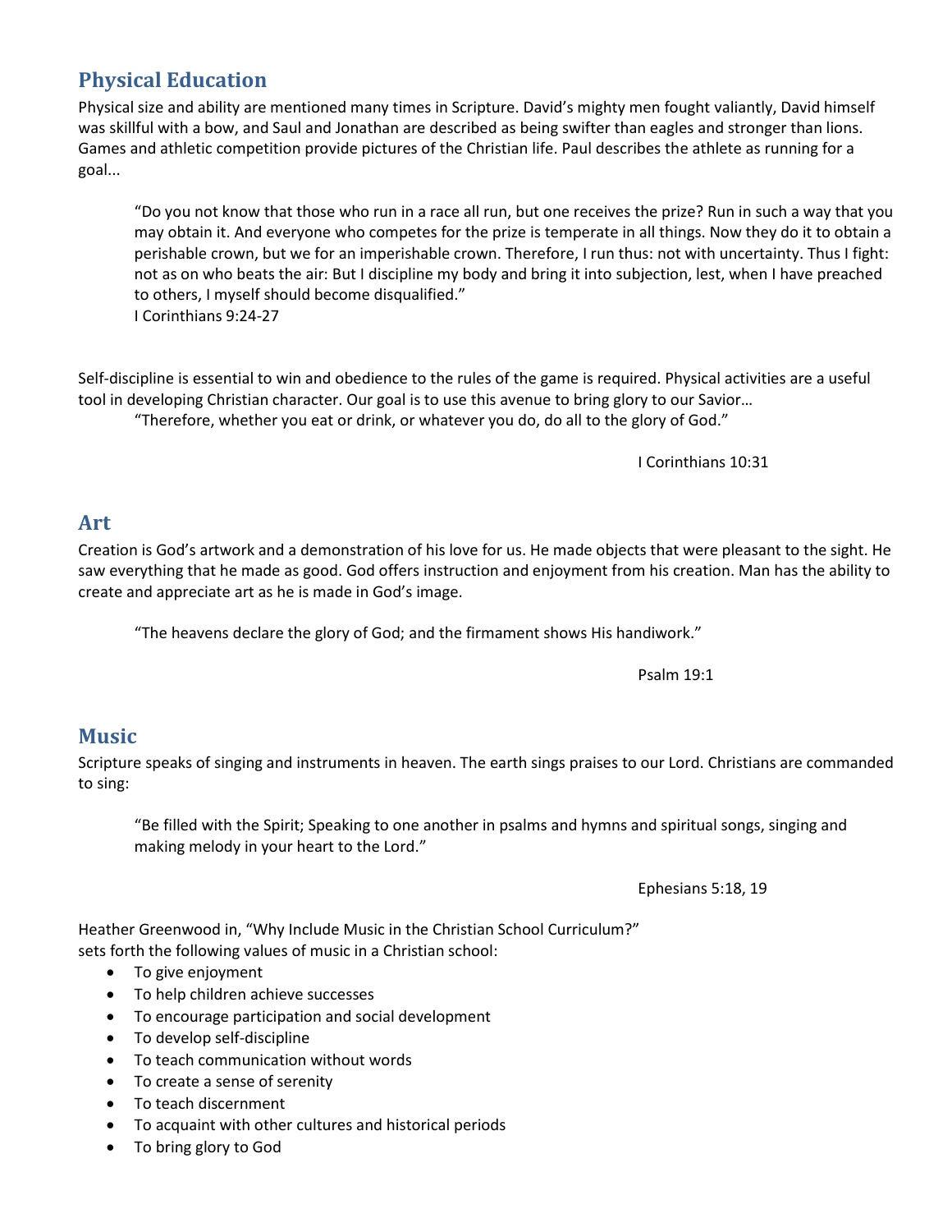## Physical Education

Physical size and ability are mentioned many times in Scripture. David's mighty men fought valiantly, David himself was skillful with a bow, and Saul and Jonathan are described as being swifter than eagles and stronger than lions. Games and athletic competition provide pictures of the Christian life. Paul describes the athlete as running for a goal...

> "Do you not know that those who run in a race all run, but one receives the prize? Run in such a way that you may obtain it. And everyone who competes for the prize is temperate in all things. Now they do it to obtain a perishable crown, but we for an imperishable crown. Therefore, I run thus: not with uncertainty. Thus I fight: not as on who beats the air: But I discipline my body and bring it into subjection, lest, when I have preached to others, I myself should become disqualified."
> I Corinthians 9:24-27

Self-discipline is essential to win and obedience to the rules of the game is required. Physical activities are a useful tool in developing Christian character. Our goal is to use this avenue to bring glory to our Savior…

> "Therefore, whether you eat or drink, or whatever you do, do all to the glory of God."
>
> I Corinthians 10:31

## Art

Creation is God's artwork and a demonstration of his love for us. He made objects that were pleasant to the sight. He saw everything that he made as good. God offers instruction and enjoyment from his creation. Man has the ability to create and appreciate art as he is made in God's image.

> "The heavens declare the glory of God; and the firmament shows His handiwork."
>
> Psalm 19:1

## Music

Scripture speaks of singing and instruments in heaven. The earth sings praises to our Lord. Christians are commanded to sing:

> "Be filled with the Spirit; Speaking to one another in psalms and hymns and spiritual songs, singing and making melody in your heart to the Lord."
>
> Ephesians 5:18, 19

Heather Greenwood in, "Why Include Music in the Christian School Curriculum?" sets forth the following values of music in a Christian school:

- To give enjoyment
- To help children achieve successes
- To encourage participation and social development
- To develop self-discipline
- To teach communication without words
- To create a sense of serenity
- To teach discernment
- To acquaint with other cultures and historical periods
- To bring glory to God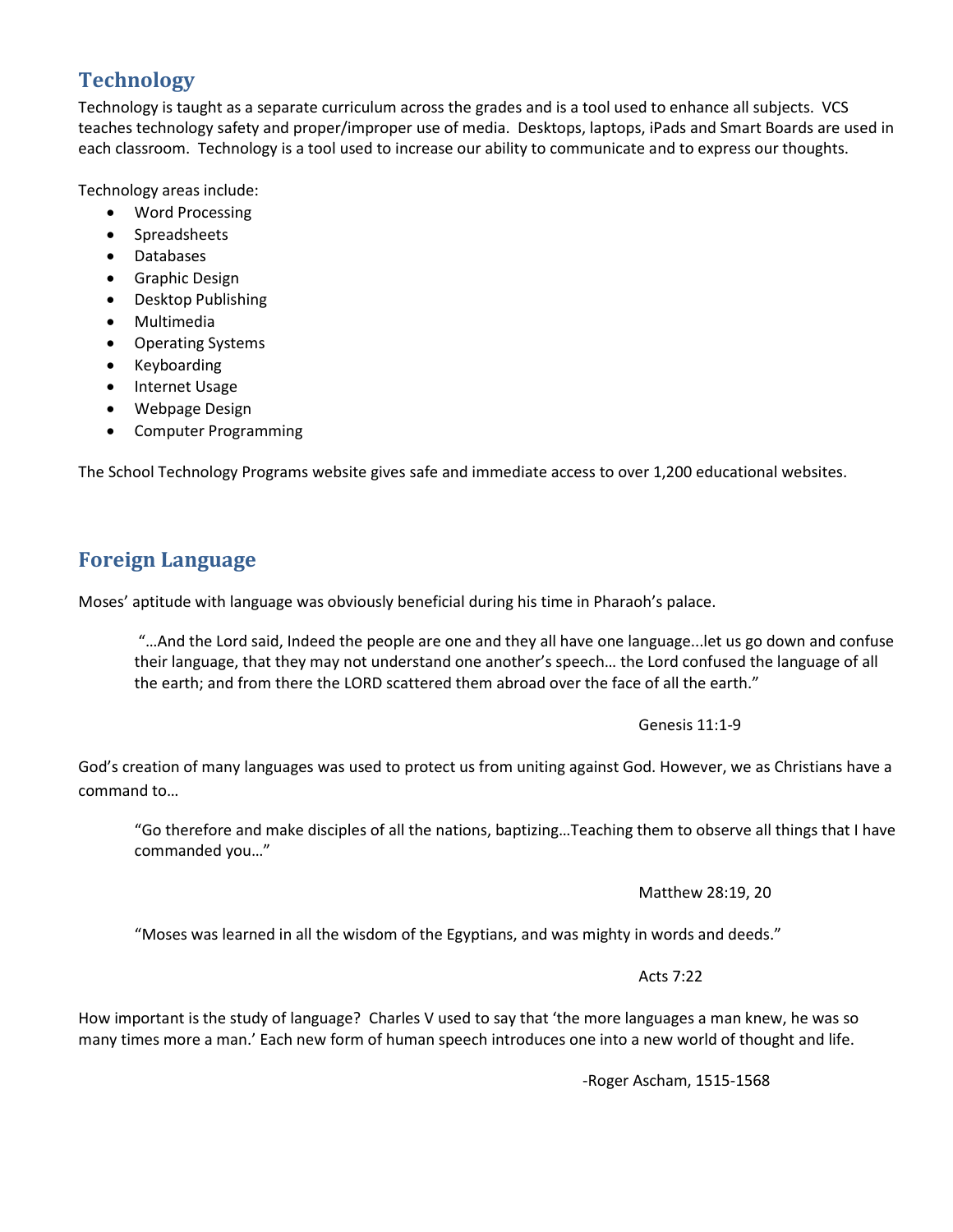## Technology

Technology is taught as a separate curriculum across the grades and is a tool used to enhance all subjects. VCS teaches technology safety and proper/improper use of media. Desktops, laptops, iPads and Smart Boards are used in each classroom. Technology is a tool used to increase our ability to communicate and to express our thoughts.

Technology areas include:

- Word Processing
- Spreadsheets
- Databases
- Graphic Design
- Desktop Publishing
- Multimedia
- Operating Systems
- Keyboarding
- Internet Usage
- Webpage Design
- Computer Programming

The School Technology Programs website gives safe and immediate access to over 1,200 educational websites.

## Foreign Language

Moses' aptitude with language was obviously beneficial during his time in Pharaoh's palace.

> "…And the Lord said, Indeed the people are one and they all have one language...let us go down and confuse their language, that they may not understand one another's speech… the Lord confused the language of all the earth; and from there the LORD scattered them abroad over the face of all the earth."
>
> Genesis 11:1-9

God's creation of many languages was used to protect us from uniting against God. However, we as Christians have a command to…

> "Go therefore and make disciples of all the nations, baptizing…Teaching them to observe all things that I have commanded you…"
>
> Matthew 28:19, 20

> "Moses was learned in all the wisdom of the Egyptians, and was mighty in words and deeds."
>
> Acts 7:22

How important is the study of language? Charles V used to say that 'the more languages a man knew, he was so many times more a man.' Each new form of human speech introduces one into a new world of thought and life.

-Roger Ascham, 1515-1568